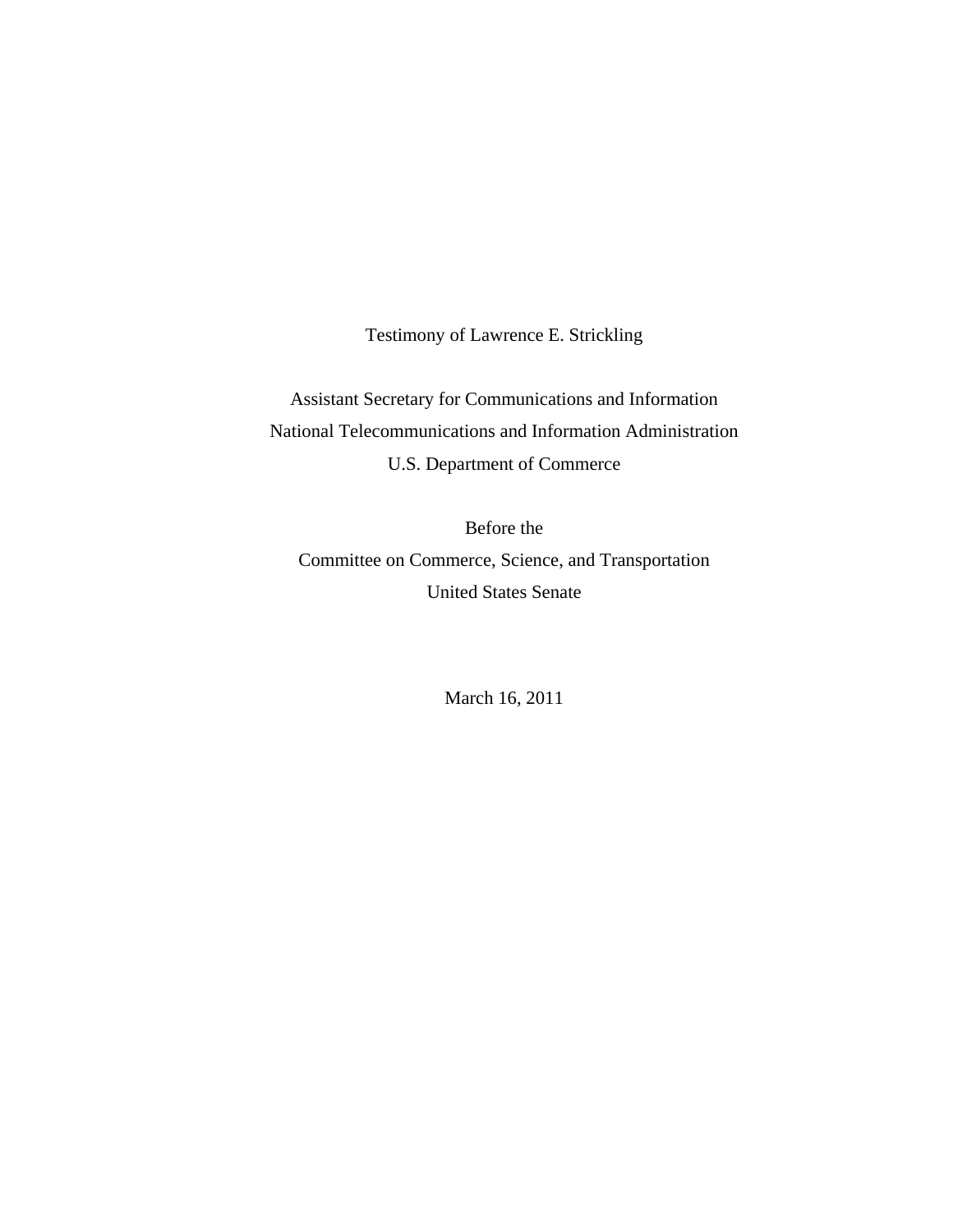Testimony of Lawrence E. Strickling

Assistant Secretary for Communications and Information
National Telecommunications and Information Administration
U.S. Department of Commerce

Before the
Committee on Commerce, Science, and Transportation
United States Senate

March 16, 2011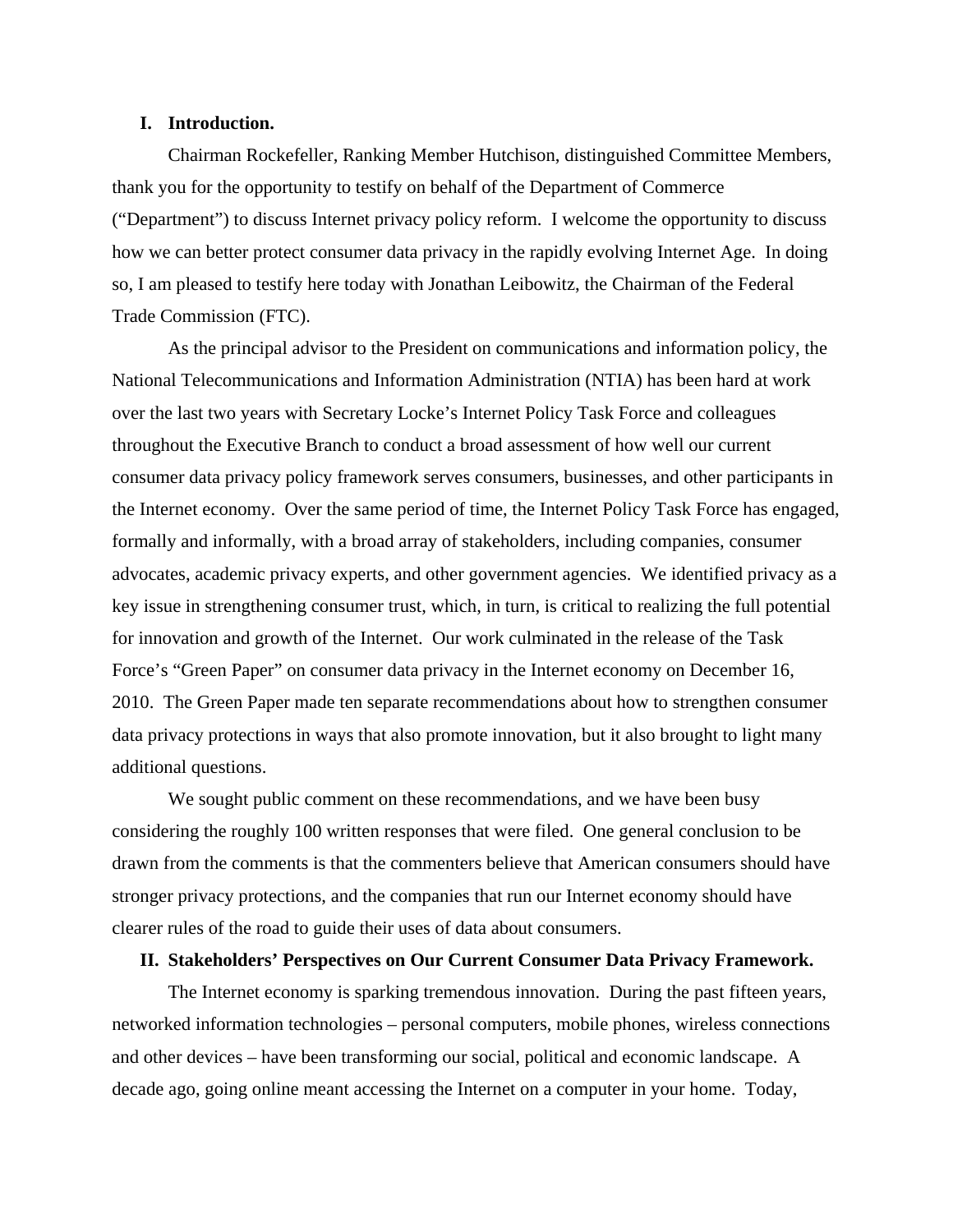## I. Introduction.

Chairman Rockefeller, Ranking Member Hutchison, distinguished Committee Members, thank you for the opportunity to testify on behalf of the Department of Commerce ("Department") to discuss Internet privacy policy reform. I welcome the opportunity to discuss how we can better protect consumer data privacy in the rapidly evolving Internet Age. In doing so, I am pleased to testify here today with Jonathan Leibowitz, the Chairman of the Federal Trade Commission (FTC).

As the principal advisor to the President on communications and information policy, the National Telecommunications and Information Administration (NTIA) has been hard at work over the last two years with Secretary Locke's Internet Policy Task Force and colleagues throughout the Executive Branch to conduct a broad assessment of how well our current consumer data privacy policy framework serves consumers, businesses, and other participants in the Internet economy. Over the same period of time, the Internet Policy Task Force has engaged, formally and informally, with a broad array of stakeholders, including companies, consumer advocates, academic privacy experts, and other government agencies. We identified privacy as a key issue in strengthening consumer trust, which, in turn, is critical to realizing the full potential for innovation and growth of the Internet. Our work culminated in the release of the Task Force's "Green Paper" on consumer data privacy in the Internet economy on December 16, 2010. The Green Paper made ten separate recommendations about how to strengthen consumer data privacy protections in ways that also promote innovation, but it also brought to light many additional questions.

We sought public comment on these recommendations, and we have been busy considering the roughly 100 written responses that were filed. One general conclusion to be drawn from the comments is that the commenters believe that American consumers should have stronger privacy protections, and the companies that run our Internet economy should have clearer rules of the road to guide their uses of data about consumers.

## II. Stakeholders' Perspectives on Our Current Consumer Data Privacy Framework.

The Internet economy is sparking tremendous innovation. During the past fifteen years, networked information technologies – personal computers, mobile phones, wireless connections and other devices – have been transforming our social, political and economic landscape. A decade ago, going online meant accessing the Internet on a computer in your home. Today,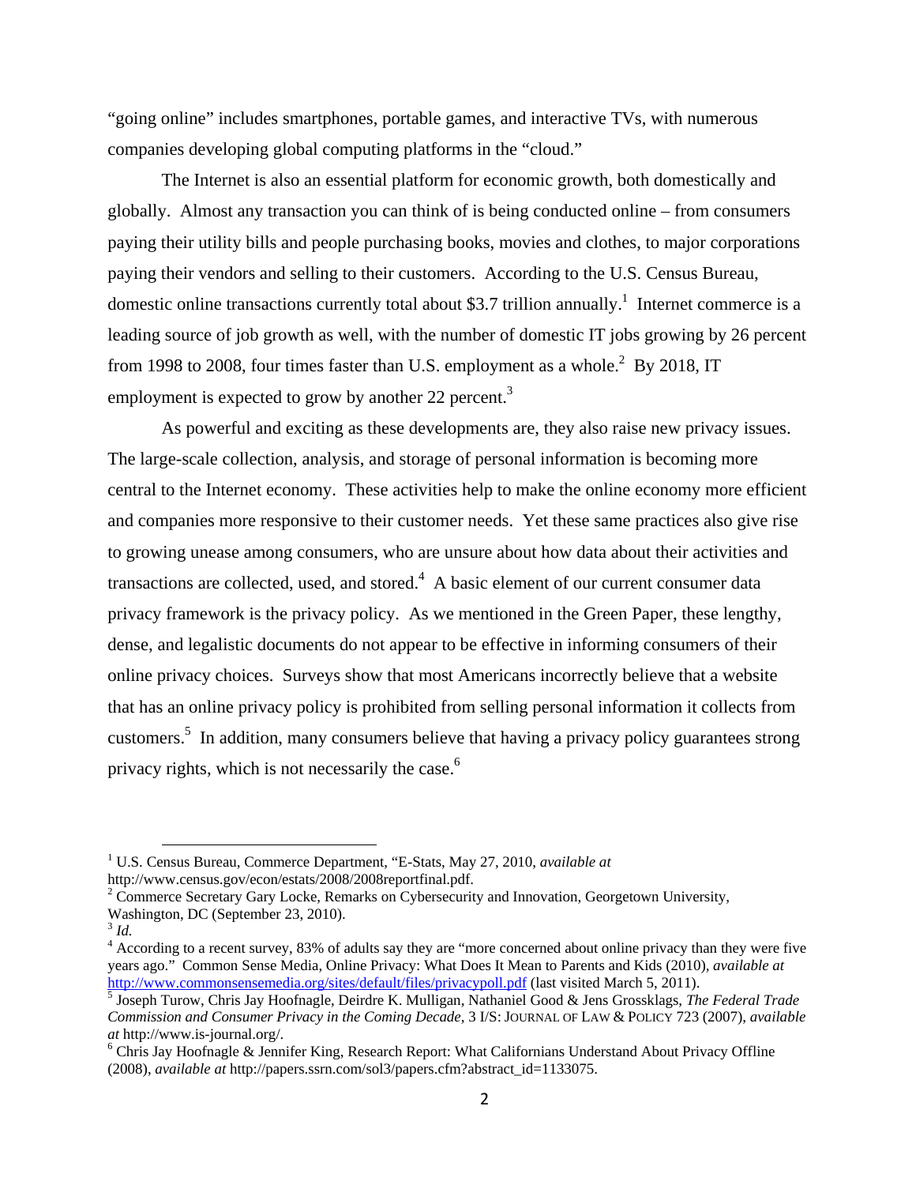"going online" includes smartphones, portable games, and interactive TVs, with numerous companies developing global computing platforms in the "cloud."

The Internet is also an essential platform for economic growth, both domestically and globally. Almost any transaction you can think of is being conducted online – from consumers paying their utility bills and people purchasing books, movies and clothes, to major corporations paying their vendors and selling to their customers. According to the U.S. Census Bureau, domestic online transactions currently total about $3.7 trillion annually.[1] Internet commerce is a leading source of job growth as well, with the number of domestic IT jobs growing by 26 percent from 1998 to 2008, four times faster than U.S. employment as a whole.[2] By 2018, IT employment is expected to grow by another 22 percent.[3]

As powerful and exciting as these developments are, they also raise new privacy issues. The large-scale collection, analysis, and storage of personal information is becoming more central to the Internet economy. These activities help to make the online economy more efficient and companies more responsive to their customer needs. Yet these same practices also give rise to growing unease among consumers, who are unsure about how data about their activities and transactions are collected, used, and stored.[4] A basic element of our current consumer data privacy framework is the privacy policy. As we mentioned in the Green Paper, these lengthy, dense, and legalistic documents do not appear to be effective in informing consumers of their online privacy choices. Surveys show that most Americans incorrectly believe that a website that has an online privacy policy is prohibited from selling personal information it collects from customers.[5] In addition, many consumers believe that having a privacy policy guarantees strong privacy rights, which is not necessarily the case.[6]

---

[1] U.S. Census Bureau, Commerce Department, "E-Stats, May 27, 2010, *available at* http://www.census.gov/econ/estats/2008/2008reportfinal.pdf.

[2] Commerce Secretary Gary Locke, Remarks on Cybersecurity and Innovation, Georgetown University, Washington, DC (September 23, 2010).

[3] *Id.*

[4] According to a recent survey, 83% of adults say they are "more concerned about online privacy than they were five years ago." Common Sense Media, Online Privacy: What Does It Mean to Parents and Kids (2010), *available at* http://www.commonsensemedia.org/sites/default/files/privacypoll.pdf (last visited March 5, 2011).

[5] Joseph Turow, Chris Jay Hoofnagle, Deirdre K. Mulligan, Nathaniel Good & Jens Grossklags, *The Federal Trade Commission and Consumer Privacy in the Coming Decade*, 3 I/S: JOURNAL OF LAW & POLICY 723 (2007), *available at* http://www.is-journal.org/.

[6] Chris Jay Hoofnagle & Jennifer King, Research Report: What Californians Understand About Privacy Offline (2008), *available at* http://papers.ssrn.com/sol3/papers.cfm?abstract_id=1133075.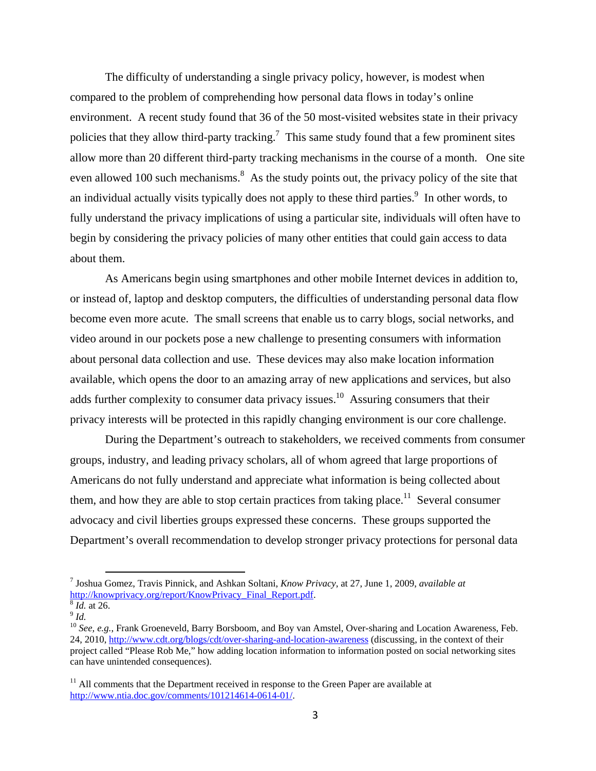The difficulty of understanding a single privacy policy, however, is modest when compared to the problem of comprehending how personal data flows in today's online environment. A recent study found that 36 of the 50 most-visited websites state in their privacy policies that they allow third-party tracking.[7] This same study found that a few prominent sites allow more than 20 different third-party tracking mechanisms in the course of a month. One site even allowed 100 such mechanisms.[8] As the study points out, the privacy policy of the site that an individual actually visits typically does not apply to these third parties.[9] In other words, to fully understand the privacy implications of using a particular site, individuals will often have to begin by considering the privacy policies of many other entities that could gain access to data about them.

As Americans begin using smartphones and other mobile Internet devices in addition to, or instead of, laptop and desktop computers, the difficulties of understanding personal data flow become even more acute. The small screens that enable us to carry blogs, social networks, and video around in our pockets pose a new challenge to presenting consumers with information about personal data collection and use. These devices may also make location information available, which opens the door to an amazing array of new applications and services, but also adds further complexity to consumer data privacy issues.[10] Assuring consumers that their privacy interests will be protected in this rapidly changing environment is our core challenge.

During the Department's outreach to stakeholders, we received comments from consumer groups, industry, and leading privacy scholars, all of whom agreed that large proportions of Americans do not fully understand and appreciate what information is being collected about them, and how they are able to stop certain practices from taking place.[11] Several consumer advocacy and civil liberties groups expressed these concerns. These groups supported the Department's overall recommendation to develop stronger privacy protections for personal data

---

[7] Joshua Gomez, Travis Pinnick, and Ashkan Soltani, *Know Privacy*, at 27, June 1, 2009, *available at* http://knowprivacy.org/report/KnowPrivacy_Final_Report.pdf.

[8] *Id.* at 26.

[9] *Id.*

[10] *See, e.g.*, Frank Groeneveld, Barry Borsboom, and Boy van Amstel, Over-sharing and Location Awareness, Feb. 24, 2010, http://www.cdt.org/blogs/cdt/over-sharing-and-location-awareness (discussing, in the context of their project called "Please Rob Me," how adding location information to information posted on social networking sites can have unintended consequences).

[11] All comments that the Department received in response to the Green Paper are available at http://www.ntia.doc.gov/comments/101214614-0614-01/.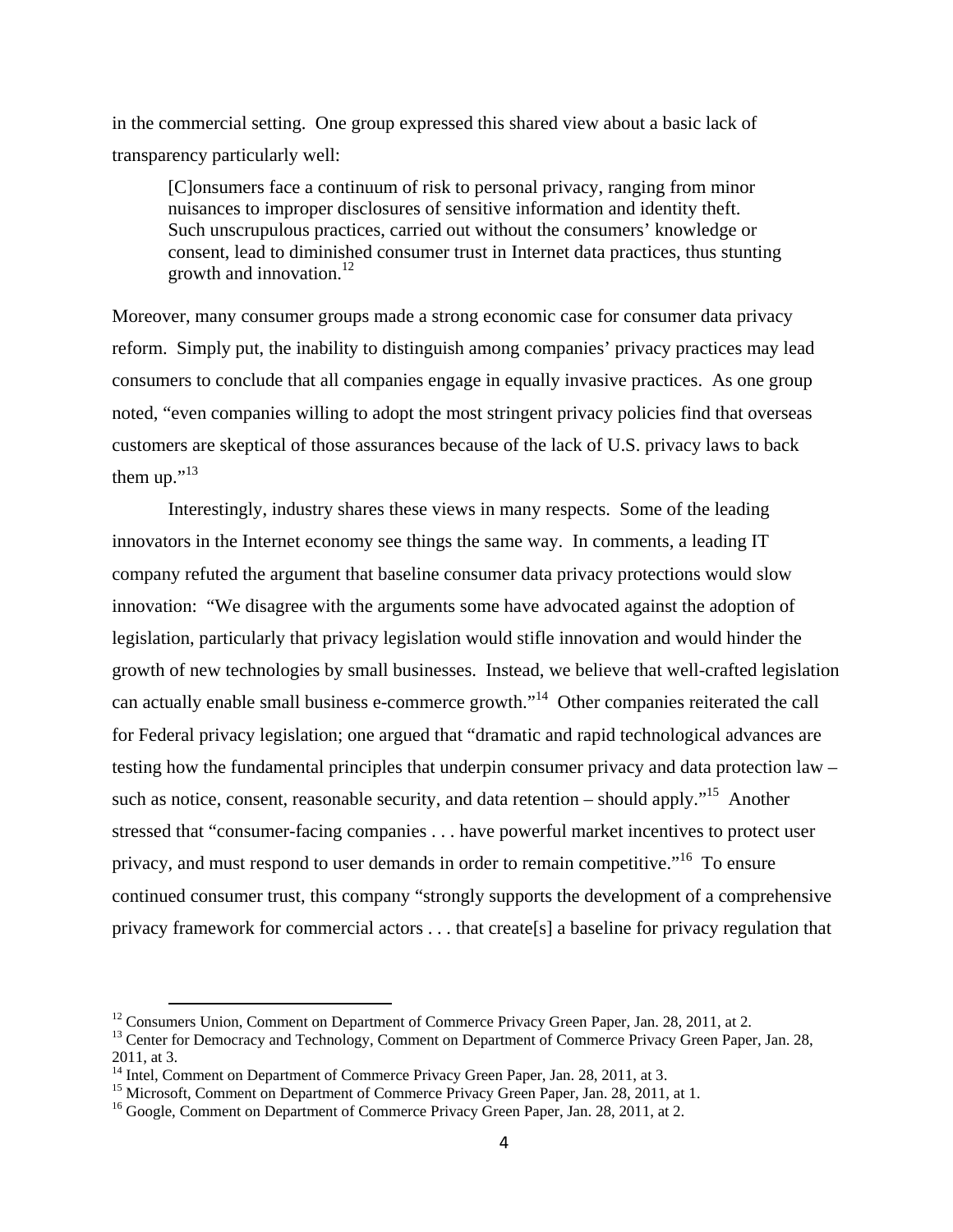in the commercial setting. One group expressed this shared view about a basic lack of transparency particularly well:

> [C]onsumers face a continuum of risk to personal privacy, ranging from minor nuisances to improper disclosures of sensitive information and identity theft. Such unscrupulous practices, carried out without the consumers' knowledge or consent, lead to diminished consumer trust in Internet data practices, thus stunting growth and innovation.[12]

Moreover, many consumer groups made a strong economic case for consumer data privacy reform. Simply put, the inability to distinguish among companies' privacy practices may lead consumers to conclude that all companies engage in equally invasive practices. As one group noted, "even companies willing to adopt the most stringent privacy policies find that overseas customers are skeptical of those assurances because of the lack of U.S. privacy laws to back them up."[13]

Interestingly, industry shares these views in many respects. Some of the leading innovators in the Internet economy see things the same way. In comments, a leading IT company refuted the argument that baseline consumer data privacy protections would slow innovation: "We disagree with the arguments some have advocated against the adoption of legislation, particularly that privacy legislation would stifle innovation and would hinder the growth of new technologies by small businesses. Instead, we believe that well-crafted legislation can actually enable small business e-commerce growth."[14] Other companies reiterated the call for Federal privacy legislation; one argued that "dramatic and rapid technological advances are testing how the fundamental principles that underpin consumer privacy and data protection law – such as notice, consent, reasonable security, and data retention – should apply."[15] Another stressed that "consumer-facing companies . . . have powerful market incentives to protect user privacy, and must respond to user demands in order to remain competitive."[16] To ensure continued consumer trust, this company "strongly supports the development of a comprehensive privacy framework for commercial actors . . . that create[s] a baseline for privacy regulation that

---

[12] Consumers Union, Comment on Department of Commerce Privacy Green Paper, Jan. 28, 2011, at 2.

[13] Center for Democracy and Technology, Comment on Department of Commerce Privacy Green Paper, Jan. 28, 2011, at 3.

[14] Intel, Comment on Department of Commerce Privacy Green Paper, Jan. 28, 2011, at 3.

[15] Microsoft, Comment on Department of Commerce Privacy Green Paper, Jan. 28, 2011, at 1.

[16] Google, Comment on Department of Commerce Privacy Green Paper, Jan. 28, 2011, at 2.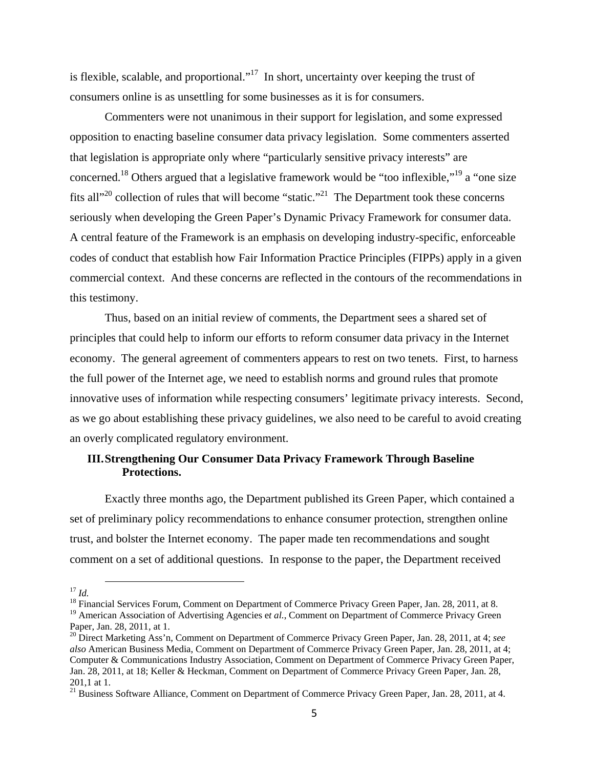is flexible, scalable, and proportional."[17] In short, uncertainty over keeping the trust of consumers online is as unsettling for some businesses as it is for consumers.

Commenters were not unanimous in their support for legislation, and some expressed opposition to enacting baseline consumer data privacy legislation. Some commenters asserted that legislation is appropriate only where "particularly sensitive privacy interests" are concerned.[18] Others argued that a legislative framework would be "too inflexible,"[19] a "one size fits all"[20] collection of rules that will become "static."[21] The Department took these concerns seriously when developing the Green Paper's Dynamic Privacy Framework for consumer data. A central feature of the Framework is an emphasis on developing industry-specific, enforceable codes of conduct that establish how Fair Information Practice Principles (FIPPs) apply in a given commercial context. And these concerns are reflected in the contours of the recommendations in this testimony.

Thus, based on an initial review of comments, the Department sees a shared set of principles that could help to inform our efforts to reform consumer data privacy in the Internet economy. The general agreement of commenters appears to rest on two tenets. First, to harness the full power of the Internet age, we need to establish norms and ground rules that promote innovative uses of information while respecting consumers' legitimate privacy interests. Second, as we go about establishing these privacy guidelines, we also need to be careful to avoid creating an overly complicated regulatory environment.

## III. Strengthening Our Consumer Data Privacy Framework Through Baseline Protections.

Exactly three months ago, the Department published its Green Paper, which contained a set of preliminary policy recommendations to enhance consumer protection, strengthen online trust, and bolster the Internet economy. The paper made ten recommendations and sought comment on a set of additional questions. In response to the paper, the Department received

---

[17] *Id.*

[18] Financial Services Forum, Comment on Department of Commerce Privacy Green Paper, Jan. 28, 2011, at 8.

[19] American Association of Advertising Agencies e*t al.*, Comment on Department of Commerce Privacy Green Paper, Jan. 28, 2011, at 1.

[20] Direct Marketing Ass'n, Comment on Department of Commerce Privacy Green Paper, Jan. 28, 2011, at 4; *see also* American Business Media, Comment on Department of Commerce Privacy Green Paper, Jan. 28, 2011, at 4; Computer & Communications Industry Association, Comment on Department of Commerce Privacy Green Paper, Jan. 28, 2011, at 18; Keller & Heckman, Comment on Department of Commerce Privacy Green Paper, Jan. 28, 201,1 at 1.

[21] Business Software Alliance, Comment on Department of Commerce Privacy Green Paper, Jan. 28, 2011, at 4.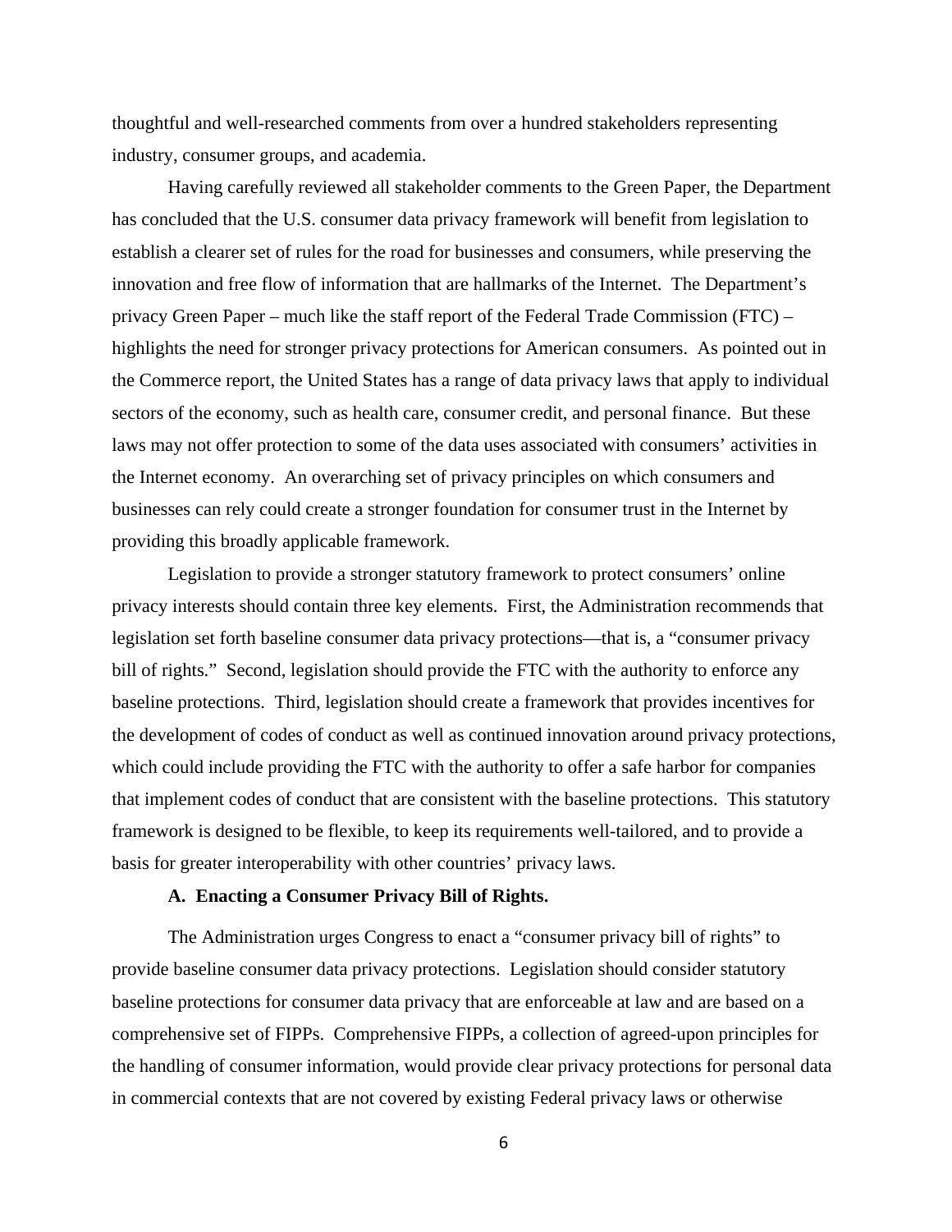thoughtful and well-researched comments from over a hundred stakeholders representing industry, consumer groups, and academia.

Having carefully reviewed all stakeholder comments to the Green Paper, the Department has concluded that the U.S. consumer data privacy framework will benefit from legislation to establish a clearer set of rules for the road for businesses and consumers, while preserving the innovation and free flow of information that are hallmarks of the Internet. The Department's privacy Green Paper – much like the staff report of the Federal Trade Commission (FTC) – highlights the need for stronger privacy protections for American consumers. As pointed out in the Commerce report, the United States has a range of data privacy laws that apply to individual sectors of the economy, such as health care, consumer credit, and personal finance. But these laws may not offer protection to some of the data uses associated with consumers' activities in the Internet economy. An overarching set of privacy principles on which consumers and businesses can rely could create a stronger foundation for consumer trust in the Internet by providing this broadly applicable framework.

Legislation to provide a stronger statutory framework to protect consumers' online privacy interests should contain three key elements. First, the Administration recommends that legislation set forth baseline consumer data privacy protections—that is, a "consumer privacy bill of rights." Second, legislation should provide the FTC with the authority to enforce any baseline protections. Third, legislation should create a framework that provides incentives for the development of codes of conduct as well as continued innovation around privacy protections, which could include providing the FTC with the authority to offer a safe harbor for companies that implement codes of conduct that are consistent with the baseline protections. This statutory framework is designed to be flexible, to keep its requirements well-tailored, and to provide a basis for greater interoperability with other countries' privacy laws.

### A. Enacting a Consumer Privacy Bill of Rights.

The Administration urges Congress to enact a "consumer privacy bill of rights" to provide baseline consumer data privacy protections. Legislation should consider statutory baseline protections for consumer data privacy that are enforceable at law and are based on a comprehensive set of FIPPs. Comprehensive FIPPs, a collection of agreed-upon principles for the handling of consumer information, would provide clear privacy protections for personal data in commercial contexts that are not covered by existing Federal privacy laws or otherwise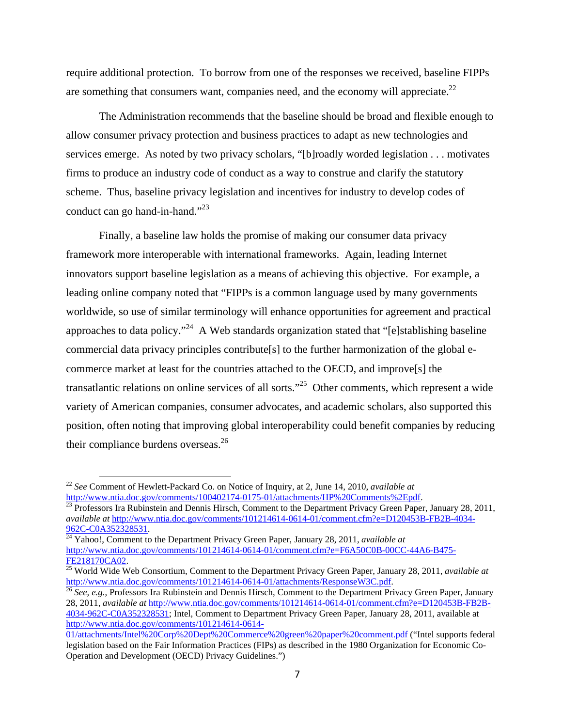require additional protection. To borrow from one of the responses we received, baseline FIPPs are something that consumers want, companies need, and the economy will appreciate.[22]

The Administration recommends that the baseline should be broad and flexible enough to allow consumer privacy protection and business practices to adapt as new technologies and services emerge. As noted by two privacy scholars, "[b]roadly worded legislation . . . motivates firms to produce an industry code of conduct as a way to construe and clarify the statutory scheme. Thus, baseline privacy legislation and incentives for industry to develop codes of conduct can go hand-in-hand."[23]

Finally, a baseline law holds the promise of making our consumer data privacy framework more interoperable with international frameworks. Again, leading Internet innovators support baseline legislation as a means of achieving this objective. For example, a leading online company noted that "FIPPs is a common language used by many governments worldwide, so use of similar terminology will enhance opportunities for agreement and practical approaches to data policy."[24] A Web standards organization stated that "[e]stablishing baseline commercial data privacy principles contribute[s] to the further harmonization of the global e-commerce market at least for the countries attached to the OECD, and improve[s] the transatlantic relations on online services of all sorts."[25] Other comments, which represent a wide variety of American companies, consumer advocates, and academic scholars, also supported this position, often noting that improving global interoperability could benefit companies by reducing their compliance burdens overseas.[26]

---

[22] *See* Comment of Hewlett-Packard Co. on Notice of Inquiry, at 2, June 14, 2010, *available at* http://www.ntia.doc.gov/comments/100402174-0175-01/attachments/HP%20Comments%2Epdf.

[23] Professors Ira Rubinstein and Dennis Hirsch, Comment to the Department Privacy Green Paper, January 28, 2011, *available at* http://www.ntia.doc.gov/comments/101214614-0614-01/comment.cfm?e=D120453B-FB2B-4034-962C-C0A352328531.

[24] Yahoo!, Comment to the Department Privacy Green Paper, January 28, 2011, *available at* http://www.ntia.doc.gov/comments/101214614-0614-01/comment.cfm?e=F6A50C0B-00CC-44A6-B475-FE218170CA02.

[25] World Wide Web Consortium, Comment to the Department Privacy Green Paper, January 28, 2011, *available at* http://www.ntia.doc.gov/comments/101214614-0614-01/attachments/ResponseW3C.pdf.

[26] *See, e.g.*, Professors Ira Rubinstein and Dennis Hirsch, Comment to the Department Privacy Green Paper, January 28, 2011, *available at* http://www.ntia.doc.gov/comments/101214614-0614-01/comment.cfm?e=D120453B-FB2B-4034-962C-C0A352328531; Intel, Comment to Department Privacy Green Paper, January 28, 2011, available at http://www.ntia.doc.gov/comments/101214614-0614-01/attachments/Intel%20Corp%20Dept%20Commerce%20green%20paper%20comment.pdf ("Intel supports federal legislation based on the Fair Information Practices (FIPs) as described in the 1980 Organization for Economic Co-Operation and Development (OECD) Privacy Guidelines.")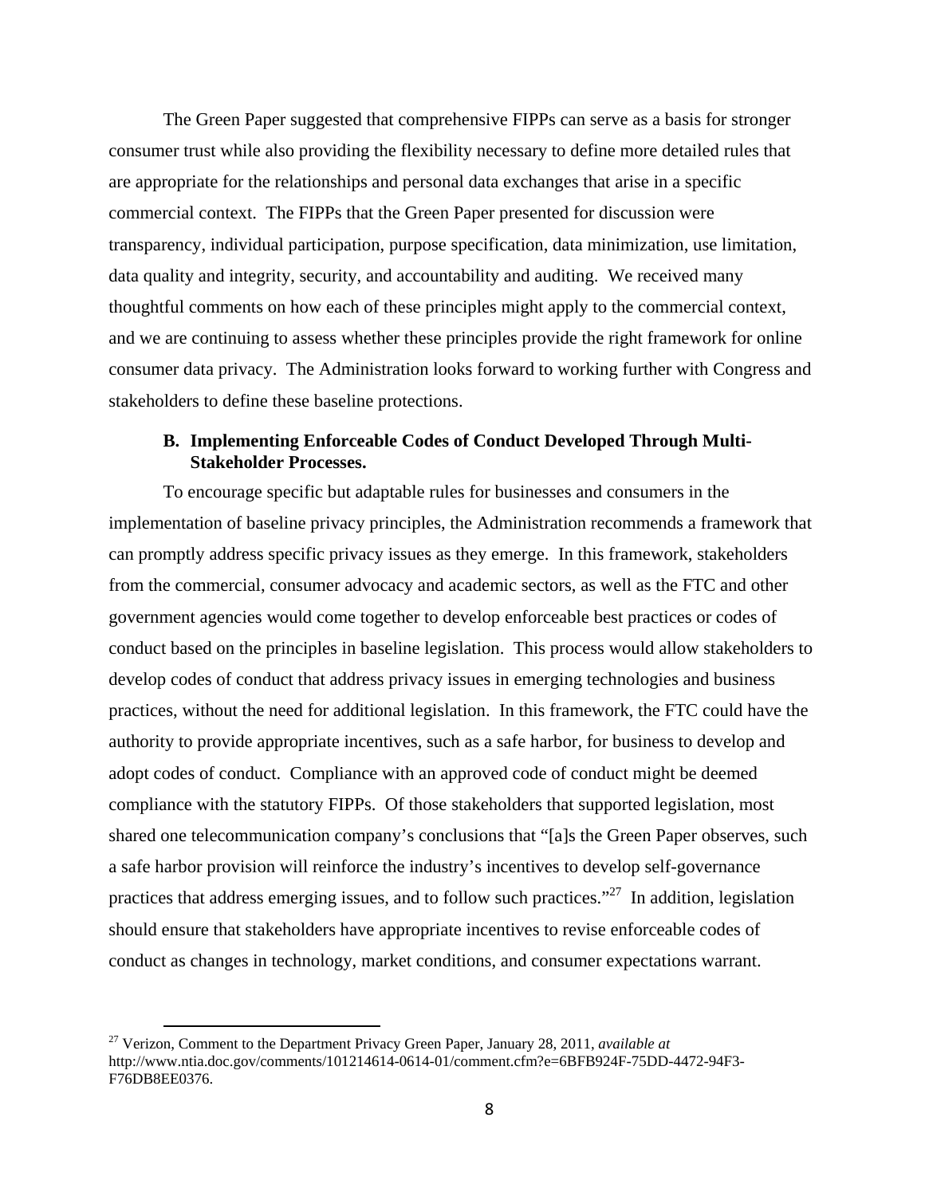The Green Paper suggested that comprehensive FIPPs can serve as a basis for stronger consumer trust while also providing the flexibility necessary to define more detailed rules that are appropriate for the relationships and personal data exchanges that arise in a specific commercial context. The FIPPs that the Green Paper presented for discussion were transparency, individual participation, purpose specification, data minimization, use limitation, data quality and integrity, security, and accountability and auditing. We received many thoughtful comments on how each of these principles might apply to the commercial context, and we are continuing to assess whether these principles provide the right framework for online consumer data privacy. The Administration looks forward to working further with Congress and stakeholders to define these baseline protections.

### B. Implementing Enforceable Codes of Conduct Developed Through Multi-Stakeholder Processes.

To encourage specific but adaptable rules for businesses and consumers in the implementation of baseline privacy principles, the Administration recommends a framework that can promptly address specific privacy issues as they emerge. In this framework, stakeholders from the commercial, consumer advocacy and academic sectors, as well as the FTC and other government agencies would come together to develop enforceable best practices or codes of conduct based on the principles in baseline legislation. This process would allow stakeholders to develop codes of conduct that address privacy issues in emerging technologies and business practices, without the need for additional legislation. In this framework, the FTC could have the authority to provide appropriate incentives, such as a safe harbor, for business to develop and adopt codes of conduct. Compliance with an approved code of conduct might be deemed compliance with the statutory FIPPs. Of those stakeholders that supported legislation, most shared one telecommunication company's conclusions that "[a]s the Green Paper observes, such a safe harbor provision will reinforce the industry's incentives to develop self-governance practices that address emerging issues, and to follow such practices."[27] In addition, legislation should ensure that stakeholders have appropriate incentives to revise enforceable codes of conduct as changes in technology, market conditions, and consumer expectations warrant.

---

[27] Verizon, Comment to the Department Privacy Green Paper, January 28, 2011, *available at* http://www.ntia.doc.gov/comments/101214614-0614-01/comment.cfm?e=6BFB924F-75DD-4472-94F3-F76DB8EE0376.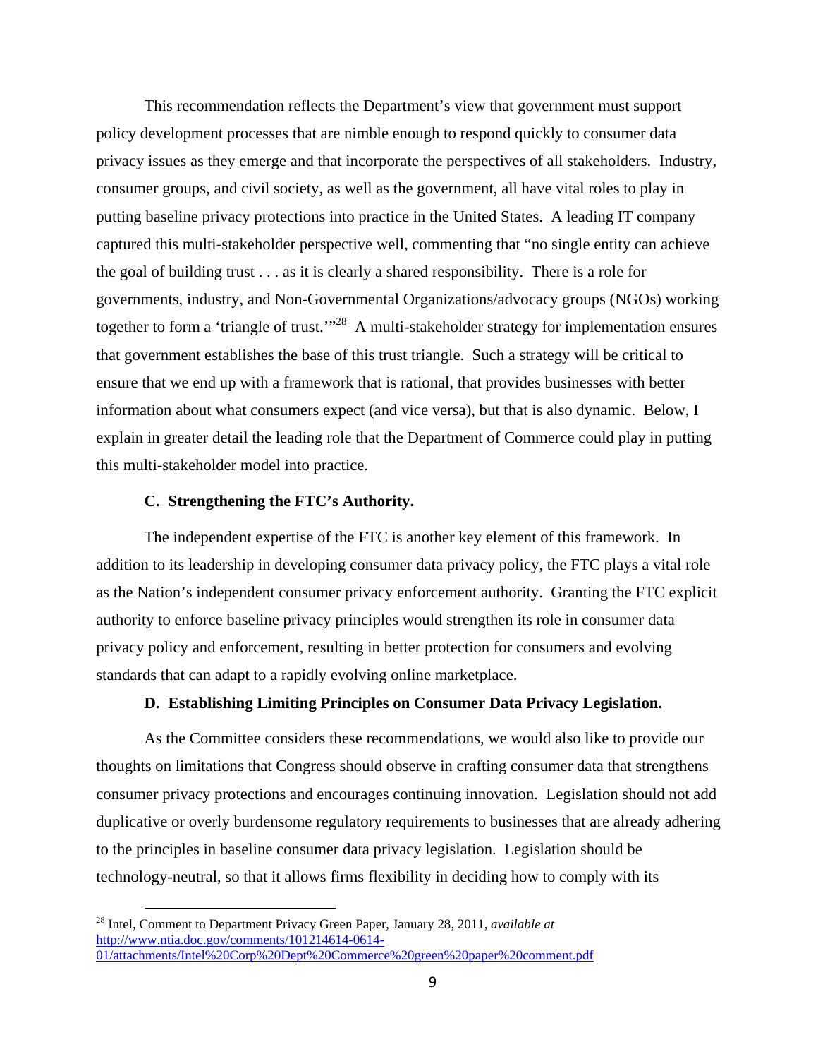This recommendation reflects the Department's view that government must support policy development processes that are nimble enough to respond quickly to consumer data privacy issues as they emerge and that incorporate the perspectives of all stakeholders. Industry, consumer groups, and civil society, as well as the government, all have vital roles to play in putting baseline privacy protections into practice in the United States. A leading IT company captured this multi-stakeholder perspective well, commenting that "no single entity can achieve the goal of building trust . . . as it is clearly a shared responsibility. There is a role for governments, industry, and Non-Governmental Organizations/advocacy groups (NGOs) working together to form a 'triangle of trust.'"[28] A multi-stakeholder strategy for implementation ensures that government establishes the base of this trust triangle. Such a strategy will be critical to ensure that we end up with a framework that is rational, that provides businesses with better information about what consumers expect (and vice versa), but that is also dynamic. Below, I explain in greater detail the leading role that the Department of Commerce could play in putting this multi-stakeholder model into practice.

### C. Strengthening the FTC's Authority.

The independent expertise of the FTC is another key element of this framework. In addition to its leadership in developing consumer data privacy policy, the FTC plays a vital role as the Nation's independent consumer privacy enforcement authority. Granting the FTC explicit authority to enforce baseline privacy principles would strengthen its role in consumer data privacy policy and enforcement, resulting in better protection for consumers and evolving standards that can adapt to a rapidly evolving online marketplace.

### D. Establishing Limiting Principles on Consumer Data Privacy Legislation.

As the Committee considers these recommendations, we would also like to provide our thoughts on limitations that Congress should observe in crafting consumer data that strengthens consumer privacy protections and encourages continuing innovation. Legislation should not add duplicative or overly burdensome regulatory requirements to businesses that are already adhering to the principles in baseline consumer data privacy legislation. Legislation should be technology-neutral, so that it allows firms flexibility in deciding how to comply with its

---

[28] Intel, Comment to Department Privacy Green Paper, January 28, 2011, *available at* [http://www.ntia.doc.gov/comments/101214614-0614-01/attachments/Intel%20Corp%20Dept%20Commerce%20green%20paper%20comment.pdf](http://www.ntia.doc.gov/comments/101214614-0614-01/attachments/Intel%20Corp%20Dept%20Commerce%20green%20paper%20comment.pdf)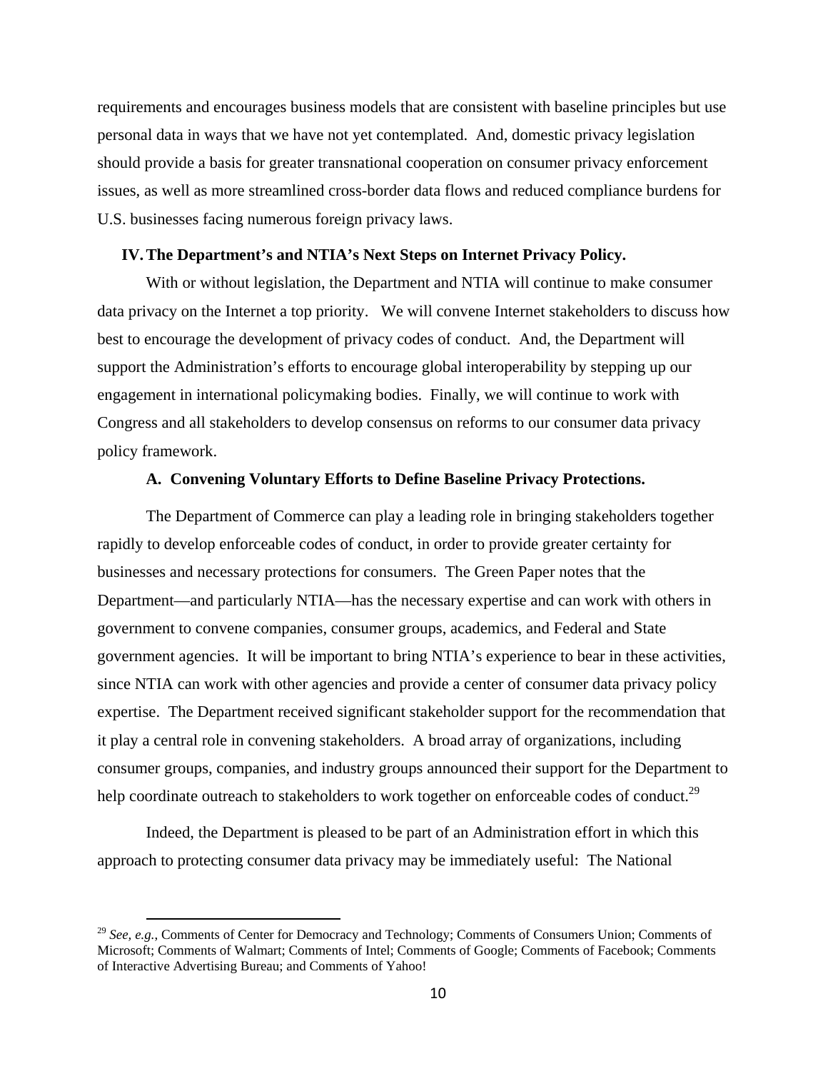requirements and encourages business models that are consistent with baseline principles but use personal data in ways that we have not yet contemplated. And, domestic privacy legislation should provide a basis for greater transnational cooperation on consumer privacy enforcement issues, as well as more streamlined cross-border data flows and reduced compliance burdens for U.S. businesses facing numerous foreign privacy laws.

## IV. The Department's and NTIA's Next Steps on Internet Privacy Policy.

With or without legislation, the Department and NTIA will continue to make consumer data privacy on the Internet a top priority. We will convene Internet stakeholders to discuss how best to encourage the development of privacy codes of conduct. And, the Department will support the Administration's efforts to encourage global interoperability by stepping up our engagement in international policymaking bodies. Finally, we will continue to work with Congress and all stakeholders to develop consensus on reforms to our consumer data privacy policy framework.

### A. Convening Voluntary Efforts to Define Baseline Privacy Protections.

The Department of Commerce can play a leading role in bringing stakeholders together rapidly to develop enforceable codes of conduct, in order to provide greater certainty for businesses and necessary protections for consumers. The Green Paper notes that the Department—and particularly NTIA—has the necessary expertise and can work with others in government to convene companies, consumer groups, academics, and Federal and State government agencies. It will be important to bring NTIA's experience to bear in these activities, since NTIA can work with other agencies and provide a center of consumer data privacy policy expertise. The Department received significant stakeholder support for the recommendation that it play a central role in convening stakeholders. A broad array of organizations, including consumer groups, companies, and industry groups announced their support for the Department to help coordinate outreach to stakeholders to work together on enforceable codes of conduct.[29]

Indeed, the Department is pleased to be part of an Administration effort in which this approach to protecting consumer data privacy may be immediately useful: The National

[29] *See, e.g.*, Comments of Center for Democracy and Technology; Comments of Consumers Union; Comments of Microsoft; Comments of Walmart; Comments of Intel; Comments of Google; Comments of Facebook; Comments of Interactive Advertising Bureau; and Comments of Yahoo!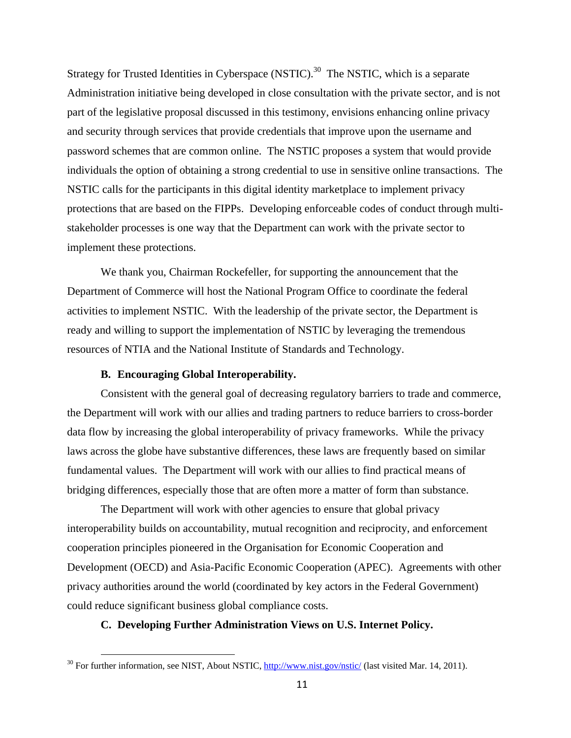Strategy for Trusted Identities in Cyberspace (NSTIC).[30] The NSTIC, which is a separate Administration initiative being developed in close consultation with the private sector, and is not part of the legislative proposal discussed in this testimony, envisions enhancing online privacy and security through services that provide credentials that improve upon the username and password schemes that are common online. The NSTIC proposes a system that would provide individuals the option of obtaining a strong credential to use in sensitive online transactions. The NSTIC calls for the participants in this digital identity marketplace to implement privacy protections that are based on the FIPPs. Developing enforceable codes of conduct through multi-stakeholder processes is one way that the Department can work with the private sector to implement these protections.

We thank you, Chairman Rockefeller, for supporting the announcement that the Department of Commerce will host the National Program Office to coordinate the federal activities to implement NSTIC. With the leadership of the private sector, the Department is ready and willing to support the implementation of NSTIC by leveraging the tremendous resources of NTIA and the National Institute of Standards and Technology.

### B. Encouraging Global Interoperability.

Consistent with the general goal of decreasing regulatory barriers to trade and commerce, the Department will work with our allies and trading partners to reduce barriers to cross-border data flow by increasing the global interoperability of privacy frameworks. While the privacy laws across the globe have substantive differences, these laws are frequently based on similar fundamental values. The Department will work with our allies to find practical means of bridging differences, especially those that are often more a matter of form than substance.

The Department will work with other agencies to ensure that global privacy interoperability builds on accountability, mutual recognition and reciprocity, and enforcement cooperation principles pioneered in the Organisation for Economic Cooperation and Development (OECD) and Asia-Pacific Economic Cooperation (APEC). Agreements with other privacy authorities around the world (coordinated by key actors in the Federal Government) could reduce significant business global compliance costs.

### C. Developing Further Administration Views on U.S. Internet Policy.

---

[30] For further information, see NIST, About NSTIC, http://www.nist.gov/nstic/ (last visited Mar. 14, 2011).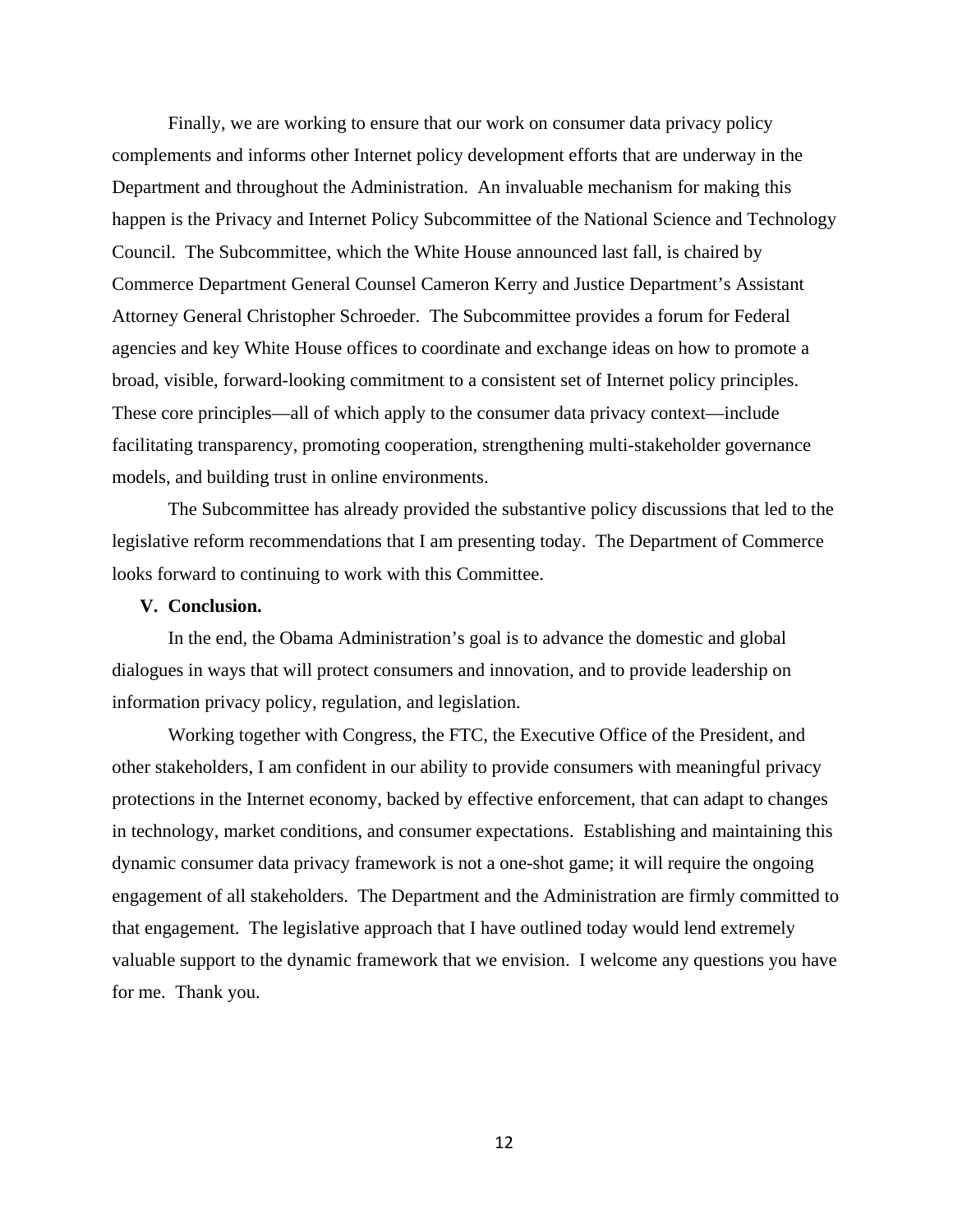Finally, we are working to ensure that our work on consumer data privacy policy complements and informs other Internet policy development efforts that are underway in the Department and throughout the Administration. An invaluable mechanism for making this happen is the Privacy and Internet Policy Subcommittee of the National Science and Technology Council. The Subcommittee, which the White House announced last fall, is chaired by Commerce Department General Counsel Cameron Kerry and Justice Department's Assistant Attorney General Christopher Schroeder. The Subcommittee provides a forum for Federal agencies and key White House offices to coordinate and exchange ideas on how to promote a broad, visible, forward-looking commitment to a consistent set of Internet policy principles. These core principles—all of which apply to the consumer data privacy context—include facilitating transparency, promoting cooperation, strengthening multi-stakeholder governance models, and building trust in online environments.

The Subcommittee has already provided the substantive policy discussions that led to the legislative reform recommendations that I am presenting today. The Department of Commerce looks forward to continuing to work with this Committee.

## V. Conclusion.

In the end, the Obama Administration's goal is to advance the domestic and global dialogues in ways that will protect consumers and innovation, and to provide leadership on information privacy policy, regulation, and legislation.

Working together with Congress, the FTC, the Executive Office of the President, and other stakeholders, I am confident in our ability to provide consumers with meaningful privacy protections in the Internet economy, backed by effective enforcement, that can adapt to changes in technology, market conditions, and consumer expectations. Establishing and maintaining this dynamic consumer data privacy framework is not a one-shot game; it will require the ongoing engagement of all stakeholders. The Department and the Administration are firmly committed to that engagement. The legislative approach that I have outlined today would lend extremely valuable support to the dynamic framework that we envision. I welcome any questions you have for me. Thank you.